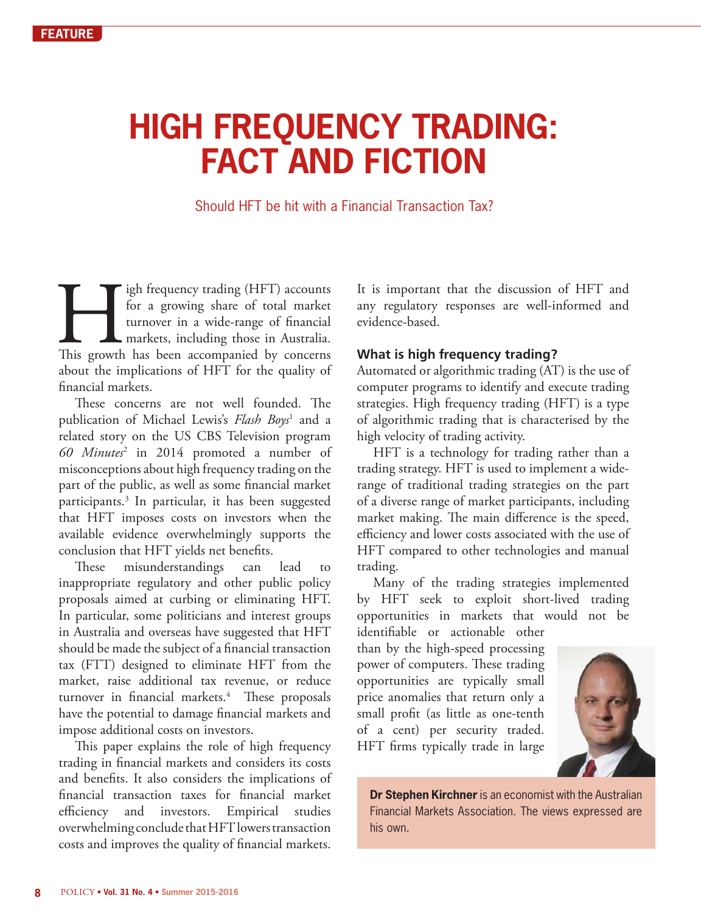FEATURE

# HIGH FREQUENCY TRADING: FACT AND FICTION

Should HFT be hit with a Financial Transaction Tax?

High frequency trading (HFT) accounts for a growing share of total market turnover in a wide-range of financial markets, including those in Australia. This growth has been accompanied by concerns about the implications of HFT for the quality of financial markets.

These concerns are not well founded. The publication of Michael Lewis's *Flash Boys*[1] and a related story on the US CBS Television program *60 Minutes*[2] in 2014 promoted a number of misconceptions about high frequency trading on the part of the public, as well as some financial market participants.[3] In particular, it has been suggested that HFT imposes costs on investors when the available evidence overwhelmingly supports the conclusion that HFT yields net benefits.

These misunderstandings can lead to inappropriate regulatory and other public policy proposals aimed at curbing or eliminating HFT. In particular, some politicians and interest groups in Australia and overseas have suggested that HFT should be made the subject of a financial transaction tax (FTT) designed to eliminate HFT from the market, raise additional tax revenue, or reduce turnover in financial markets.[4] These proposals have the potential to damage financial markets and impose additional costs on investors.

This paper explains the role of high frequency trading in financial markets and considers its costs and benefits. It also considers the implications of financial transaction taxes for financial market efficiency and investors. Empirical studies overwhelming conclude that HFT lowers transaction costs and improves the quality of financial markets. It is important that the discussion of HFT and any regulatory responses are well-informed and evidence-based.

### What is high frequency trading?

Automated or algorithmic trading (AT) is the use of computer programs to identify and execute trading strategies. High frequency trading (HFT) is a type of algorithmic trading that is characterised by the high velocity of trading activity.

HFT is a technology for trading rather than a trading strategy. HFT is used to implement a wide-range of traditional trading strategies on the part of a diverse range of market participants, including market making. The main difference is the speed, efficiency and lower costs associated with the use of HFT compared to other technologies and manual trading.

Many of the trading strategies implemented by HFT seek to exploit short-lived trading opportunities in markets that would not be identifiable or actionable other than by the high-speed processing power of computers. These trading opportunities are typically small price anomalies that return only a small profit (as little as one-tenth of a cent) per security traded. HFT firms typically trade in large

**Dr Stephen Kirchner** is an economist with the Australian Financial Markets Association. The views expressed are his own.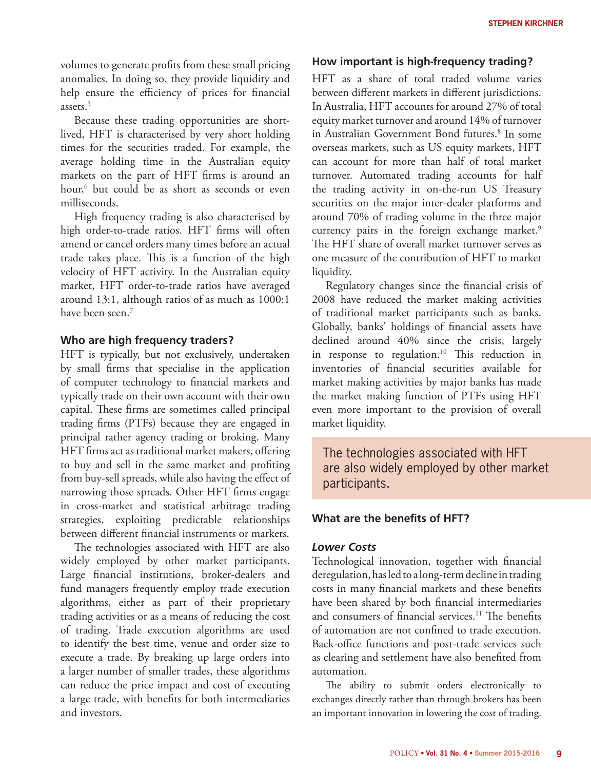volumes to generate profits from these small pricing anomalies. In doing so, they provide liquidity and help ensure the efficiency of prices for financial assets.[5]

Because these trading opportunities are short-lived, HFT is characterised by very short holding times for the securities traded. For example, the average holding time in the Australian equity markets on the part of HFT firms is around an hour,[6] but could be as short as seconds or even milliseconds.

High frequency trading is also characterised by high order-to-trade ratios. HFT firms will often amend or cancel orders many times before an actual trade takes place. This is a function of the high velocity of HFT activity. In the Australian equity market, HFT order-to-trade ratios have averaged around 13:1, although ratios of as much as 1000:1 have been seen.[7]

## Who are high frequency traders?

HFT is typically, but not exclusively, undertaken by small firms that specialise in the application of computer technology to financial markets and typically trade on their own account with their own capital. These firms are sometimes called principal trading firms (PTFs) because they are engaged in principal rather agency trading or broking. Many HFT firms act as traditional market makers, offering to buy and sell in the same market and profiting from buy-sell spreads, while also having the effect of narrowing those spreads. Other HFT firms engage in cross-market and statistical arbitrage trading strategies, exploiting predictable relationships between different financial instruments or markets.

The technologies associated with HFT are also widely employed by other market participants. Large financial institutions, broker-dealers and fund managers frequently employ trade execution algorithms, either as part of their proprietary trading activities or as a means of reducing the cost of trading. Trade execution algorithms are used to identify the best time, venue and order size to execute a trade. By breaking up large orders into a larger number of smaller trades, these algorithms can reduce the price impact and cost of executing a large trade, with benefits for both intermediaries and investors.

## How important is high-frequency trading?

HFT as a share of total traded volume varies between different markets in different jurisdictions. In Australia, HFT accounts for around 27% of total equity market turnover and around 14% of turnover in Australian Government Bond futures.[8] In some overseas markets, such as US equity markets, HFT can account for more than half of total market turnover. Automated trading accounts for half the trading activity in on-the-run US Treasury securities on the major inter-dealer platforms and around 70% of trading volume in the three major currency pairs in the foreign exchange market.[9] The HFT share of overall market turnover serves as one measure of the contribution of HFT to market liquidity.

Regulatory changes since the financial crisis of 2008 have reduced the market making activities of traditional market participants such as banks. Globally, banks' holdings of financial assets have declined around 40% since the crisis, largely in response to regulation.[10] This reduction in inventories of financial securities available for market making activities by major banks has made the market making function of PTFs using HFT even more important to the provision of overall market liquidity.

> The technologies associated with HFT are also widely employed by other market participants.

## What are the benefits of HFT?

### *Lower Costs*

Technological innovation, together with financial deregulation, has led to a long-term decline in trading costs in many financial markets and these benefits have been shared by both financial intermediaries and consumers of financial services.[11] The benefits of automation are not confined to trade execution. Back-office functions and post-trade services such as clearing and settlement have also benefited from automation.

The ability to submit orders electronically to exchanges directly rather than through brokers has been an important innovation in lowering the cost of trading.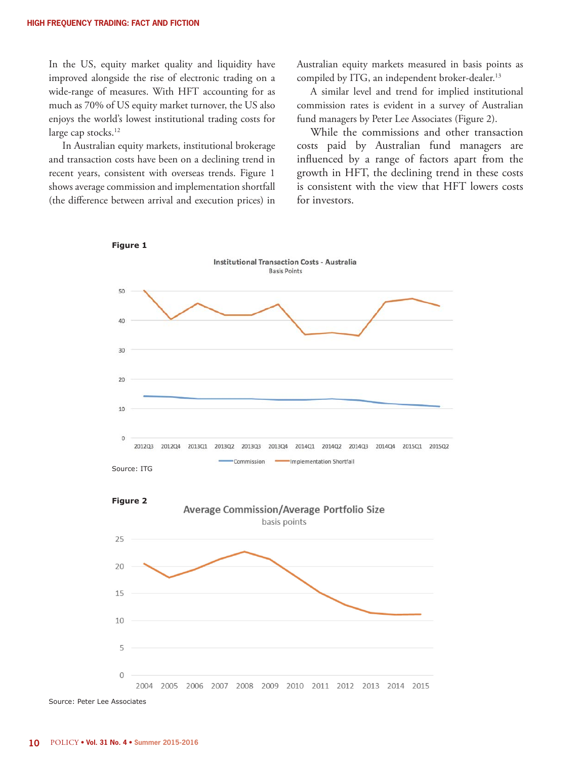In the US, equity market quality and liquidity have improved alongside the rise of electronic trading on a wide-range of measures. With HFT accounting for as much as 70% of US equity market turnover, the US also enjoys the world's lowest institutional trading costs for large cap stocks.[12]

In Australian equity markets, institutional brokerage and transaction costs have been on a declining trend in recent years, consistent with overseas trends. Figure 1 shows average commission and implementation shortfall (the difference between arrival and execution prices) in Australian equity markets measured in basis points as compiled by ITG, an independent broker-dealer.[13]

A similar level and trend for implied institutional commission rates is evident in a survey of Australian fund managers by Peter Lee Associates (Figure 2).

While the commissions and other transaction costs paid by Australian fund managers are influenced by a range of factors apart from the growth in HFT, the declining trend in these costs is consistent with the view that HFT lowers costs for investors.

**Figure 1**

Institutional Transaction Costs - Australia
Basis Points

Source: ITG

**Figure 2**

Average Commission/Average Portfolio Size
basis points

Source: Peter Lee Associates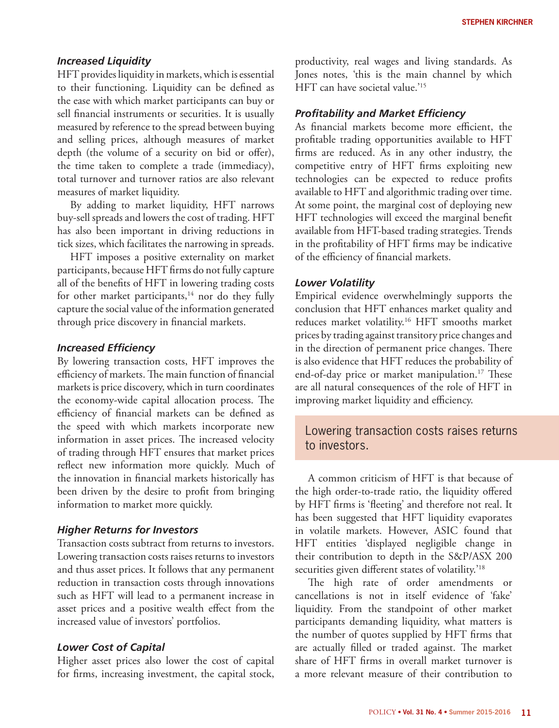### *Increased Liquidity*

HFT provides liquidity in markets, which is essential to their functioning. Liquidity can be defined as the ease with which market participants can buy or sell financial instruments or securities. It is usually measured by reference to the spread between buying and selling prices, although measures of market depth (the volume of a security on bid or offer), the time taken to complete a trade (immediacy), total turnover and turnover ratios are also relevant measures of market liquidity.

By adding to market liquidity, HFT narrows buy-sell spreads and lowers the cost of trading. HFT has also been important in driving reductions in tick sizes, which facilitates the narrowing in spreads.

HFT imposes a positive externality on market participants, because HFT firms do not fully capture all of the benefits of HFT in lowering trading costs for other market participants,[14] nor do they fully capture the social value of the information generated through price discovery in financial markets.

### *Increased Efficiency*

By lowering transaction costs, HFT improves the efficiency of markets. The main function of financial markets is price discovery, which in turn coordinates the economy-wide capital allocation process. The efficiency of financial markets can be defined as the speed with which markets incorporate new information in asset prices. The increased velocity of trading through HFT ensures that market prices reflect new information more quickly. Much of the innovation in financial markets historically has been driven by the desire to profit from bringing information to market more quickly.

### *Higher Returns for Investors*

Transaction costs subtract from returns to investors. Lowering transaction costs raises returns to investors and thus asset prices. It follows that any permanent reduction in transaction costs through innovations such as HFT will lead to a permanent increase in asset prices and a positive wealth effect from the increased value of investors' portfolios.

### *Lower Cost of Capital*

Higher asset prices also lower the cost of capital for firms, increasing investment, the capital stock, productivity, real wages and living standards. As Jones notes, 'this is the main channel by which HFT can have societal value.'[15]

### *Profitability and Market Efficiency*

As financial markets become more efficient, the profitable trading opportunities available to HFT firms are reduced. As in any other industry, the competitive entry of HFT firms exploiting new technologies can be expected to reduce profits available to HFT and algorithmic trading over time. At some point, the marginal cost of deploying new HFT technologies will exceed the marginal benefit available from HFT-based trading strategies. Trends in the profitability of HFT firms may be indicative of the efficiency of financial markets.

### *Lower Volatility*

Empirical evidence overwhelmingly supports the conclusion that HFT enhances market quality and reduces market volatility.[16] HFT smooths market prices by trading against transitory price changes and in the direction of permanent price changes. There is also evidence that HFT reduces the probability of end-of-day price or market manipulation.[17] These are all natural consequences of the role of HFT in improving market liquidity and efficiency.

> Lowering transaction costs raises returns to investors.

A common criticism of HFT is that because of the high order-to-trade ratio, the liquidity offered by HFT firms is 'fleeting' and therefore not real. It has been suggested that HFT liquidity evaporates in volatile markets. However, ASIC found that HFT entities 'displayed negligible change in their contribution to depth in the S&P/ASX 200 securities given different states of volatility.'[18]

The high rate of order amendments or cancellations is not in itself evidence of 'fake' liquidity. From the standpoint of other market participants demanding liquidity, what matters is the number of quotes supplied by HFT firms that are actually filled or traded against. The market share of HFT firms in overall market turnover is a more relevant measure of their contribution to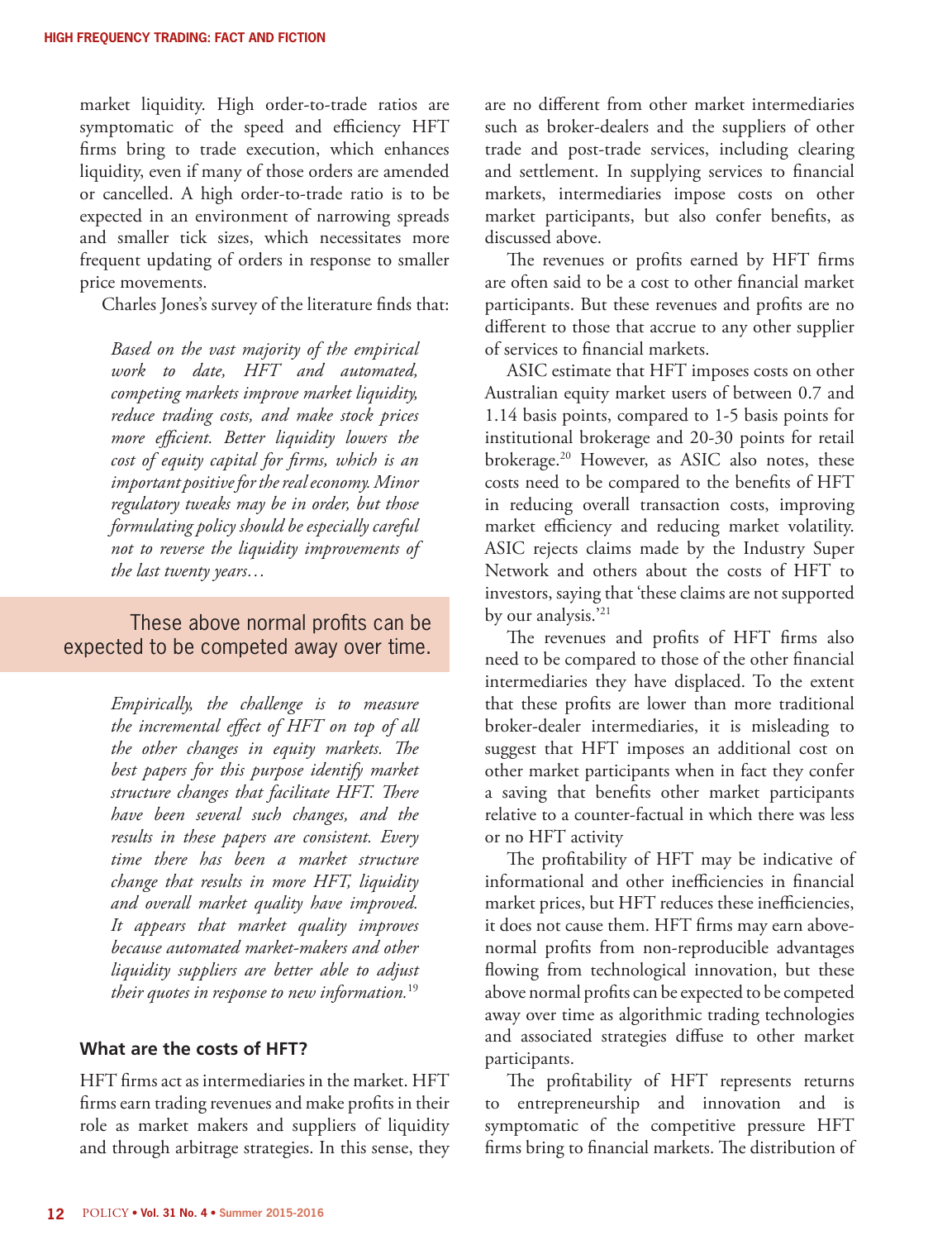market liquidity. High order-to-trade ratios are symptomatic of the speed and efficiency HFT firms bring to trade execution, which enhances liquidity, even if many of those orders are amended or cancelled. A high order-to-trade ratio is to be expected in an environment of narrowing spreads and smaller tick sizes, which necessitates more frequent updating of orders in response to smaller price movements.

Charles Jones's survey of the literature finds that:

> *Based on the vast majority of the empirical work to date, HFT and automated, competing markets improve market liquidity, reduce trading costs, and make stock prices more efficient. Better liquidity lowers the cost of equity capital for firms, which is an important positive for the real economy. Minor regulatory tweaks may be in order, but those formulating policy should be especially careful not to reverse the liquidity improvements of the last twenty years…*
>
> *Empirically, the challenge is to measure the incremental effect of HFT on top of all the other changes in equity markets. The best papers for this purpose identify market structure changes that facilitate HFT. There have been several such changes, and the results in these papers are consistent. Every time there has been a market structure change that results in more HFT, liquidity and overall market quality have improved. It appears that market quality improves because automated market-makers and other liquidity suppliers are better able to adjust their quotes in response to new information.*[19]

## What are the costs of HFT?

HFT firms act as intermediaries in the market. HFT firms earn trading revenues and make profits in their role as market makers and suppliers of liquidity and through arbitrage strategies. In this sense, they are no different from other market intermediaries such as broker-dealers and the suppliers of other trade and post-trade services, including clearing and settlement. In supplying services to financial markets, intermediaries impose costs on other market participants, but also confer benefits, as discussed above.

The revenues or profits earned by HFT firms are often said to be a cost to other financial market participants. But these revenues and profits are no different to those that accrue to any other supplier of services to financial markets.

ASIC estimate that HFT imposes costs on other Australian equity market users of between 0.7 and 1.14 basis points, compared to 1-5 basis points for institutional brokerage and 20-30 points for retail brokerage.[20] However, as ASIC also notes, these costs need to be compared to the benefits of HFT in reducing overall transaction costs, improving market efficiency and reducing market volatility. ASIC rejects claims made by the Industry Super Network and others about the costs of HFT to investors, saying that 'these claims are not supported by our analysis.'[21]

The revenues and profits of HFT firms also need to be compared to those of the other financial intermediaries they have displaced. To the extent that these profits are lower than more traditional broker-dealer intermediaries, it is misleading to suggest that HFT imposes an additional cost on other market participants when in fact they confer a saving that benefits other market participants relative to a counter-factual in which there was less or no HFT activity

The profitability of HFT may be indicative of informational and other inefficiencies in financial market prices, but HFT reduces these inefficiencies, it does not cause them. HFT firms may earn above-normal profits from non-reproducible advantages flowing from technological innovation, but these above normal profits can be expected to be competed away over time as algorithmic trading technologies and associated strategies diffuse to other market participants.

The profitability of HFT represents returns to entrepreneurship and innovation and is symptomatic of the competitive pressure HFT firms bring to financial markets. The distribution of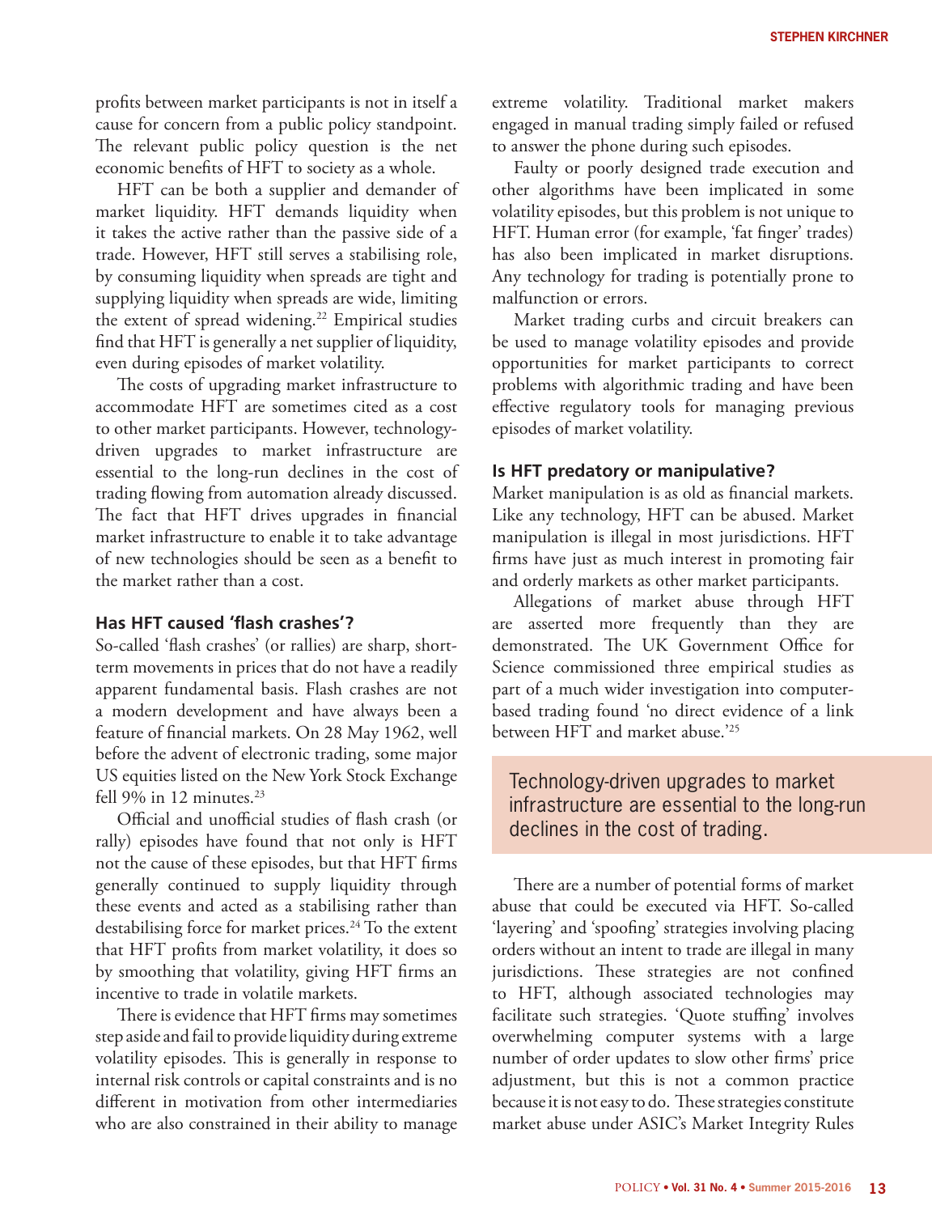profits between market participants is not in itself a cause for concern from a public policy standpoint. The relevant public policy question is the net economic benefits of HFT to society as a whole.

HFT can be both a supplier and demander of market liquidity. HFT demands liquidity when it takes the active rather than the passive side of a trade. However, HFT still serves a stabilising role, by consuming liquidity when spreads are tight and supplying liquidity when spreads are wide, limiting the extent of spread widening.[22] Empirical studies find that HFT is generally a net supplier of liquidity, even during episodes of market volatility.

The costs of upgrading market infrastructure to accommodate HFT are sometimes cited as a cost to other market participants. However, technology-driven upgrades to market infrastructure are essential to the long-run declines in the cost of trading flowing from automation already discussed. The fact that HFT drives upgrades in financial market infrastructure to enable it to take advantage of new technologies should be seen as a benefit to the market rather than a cost.

### Has HFT caused 'flash crashes'?

So-called 'flash crashes' (or rallies) are sharp, short-term movements in prices that do not have a readily apparent fundamental basis. Flash crashes are not a modern development and have always been a feature of financial markets. On 28 May 1962, well before the advent of electronic trading, some major US equities listed on the New York Stock Exchange fell 9% in 12 minutes.[23]

Official and unofficial studies of flash crash (or rally) episodes have found that not only is HFT not the cause of these episodes, but that HFT firms generally continued to supply liquidity through these events and acted as a stabilising rather than destabilising force for market prices.[24] To the extent that HFT profits from market volatility, it does so by smoothing that volatility, giving HFT firms an incentive to trade in volatile markets.

There is evidence that HFT firms may sometimes step aside and fail to provide liquidity during extreme volatility episodes. This is generally in response to internal risk controls or capital constraints and is no different in motivation from other intermediaries who are also constrained in their ability to manage extreme volatility. Traditional market makers engaged in manual trading simply failed or refused to answer the phone during such episodes.

Faulty or poorly designed trade execution and other algorithms have been implicated in some volatility episodes, but this problem is not unique to HFT. Human error (for example, 'fat finger' trades) has also been implicated in market disruptions. Any technology for trading is potentially prone to malfunction or errors.

Market trading curbs and circuit breakers can be used to manage volatility episodes and provide opportunities for market participants to correct problems with algorithmic trading and have been effective regulatory tools for managing previous episodes of market volatility.

### Is HFT predatory or manipulative?

Market manipulation is as old as financial markets. Like any technology, HFT can be abused. Market manipulation is illegal in most jurisdictions. HFT firms have just as much interest in promoting fair and orderly markets as other market participants.

Allegations of market abuse through HFT are asserted more frequently than they are demonstrated. The UK Government Office for Science commissioned three empirical studies as part of a much wider investigation into computer-based trading found 'no direct evidence of a link between HFT and market abuse.'[25]

> Technology-driven upgrades to market infrastructure are essential to the long-run declines in the cost of trading.

There are a number of potential forms of market abuse that could be executed via HFT. So-called 'layering' and 'spoofing' strategies involving placing orders without an intent to trade are illegal in many jurisdictions. These strategies are not confined to HFT, although associated technologies may facilitate such strategies. 'Quote stuffing' involves overwhelming computer systems with a large number of order updates to slow other firms' price adjustment, but this is not a common practice because it is not easy to do. These strategies constitute market abuse under ASIC's Market Integrity Rules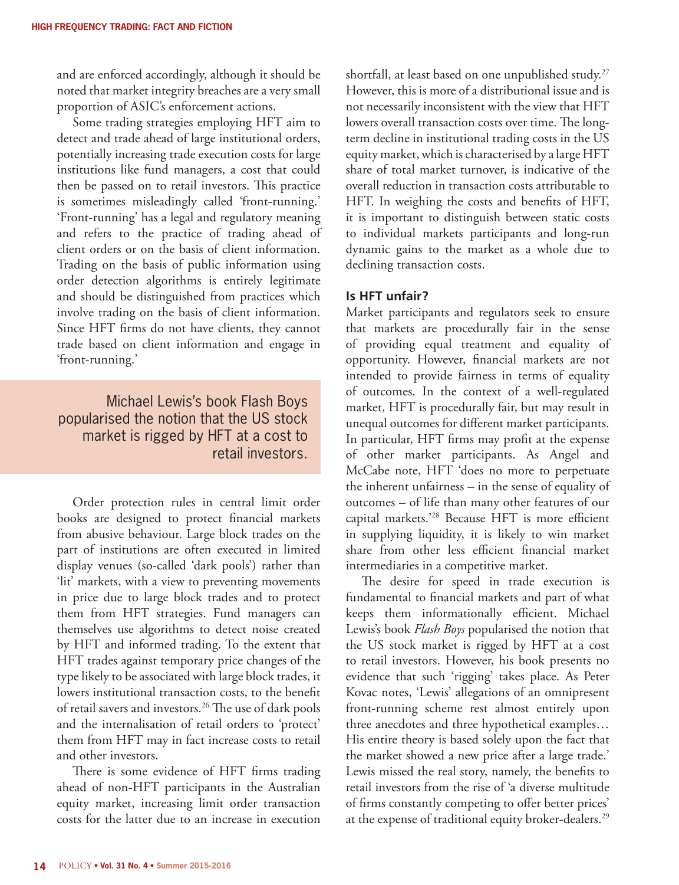and are enforced accordingly, although it should be noted that market integrity breaches are a very small proportion of ASIC's enforcement actions.

Some trading strategies employing HFT aim to detect and trade ahead of large institutional orders, potentially increasing trade execution costs for large institutions like fund managers, a cost that could then be passed on to retail investors. This practice is sometimes misleadingly called 'front-running.' 'Front-running' has a legal and regulatory meaning and refers to the practice of trading ahead of client orders or on the basis of client information. Trading on the basis of public information using order detection algorithms is entirely legitimate and should be distinguished from practices which involve trading on the basis of client information. Since HFT firms do not have clients, they cannot trade based on client information and engage in 'front-running.'

> Michael Lewis's book Flash Boys popularised the notion that the US stock market is rigged by HFT at a cost to retail investors.

Order protection rules in central limit order books are designed to protect financial markets from abusive behaviour. Large block trades on the part of institutions are often executed in limited display venues (so-called 'dark pools') rather than 'lit' markets, with a view to preventing movements in price due to large block trades and to protect them from HFT strategies. Fund managers can themselves use algorithms to detect noise created by HFT and informed trading. To the extent that HFT trades against temporary price changes of the type likely to be associated with large block trades, it lowers institutional transaction costs, to the benefit of retail savers and investors.[26] The use of dark pools and the internalisation of retail orders to 'protect' them from HFT may in fact increase costs to retail and other investors.

There is some evidence of HFT firms trading ahead of non-HFT participants in the Australian equity market, increasing limit order transaction costs for the latter due to an increase in execution shortfall, at least based on one unpublished study.[27] However, this is more of a distributional issue and is not necessarily inconsistent with the view that HFT lowers overall transaction costs over time. The long-term decline in institutional trading costs in the US equity market, which is characterised by a large HFT share of total market turnover, is indicative of the overall reduction in transaction costs attributable to HFT. In weighing the costs and benefits of HFT, it is important to distinguish between static costs to individual markets participants and long-run dynamic gains to the market as a whole due to declining transaction costs.

### Is HFT unfair?

Market participants and regulators seek to ensure that markets are procedurally fair in the sense of providing equal treatment and equality of opportunity. However, financial markets are not intended to provide fairness in terms of equality of outcomes. In the context of a well-regulated market, HFT is procedurally fair, but may result in unequal outcomes for different market participants. In particular, HFT firms may profit at the expense of other market participants. As Angel and McCabe note, HFT 'does no more to perpetuate the inherent unfairness – in the sense of equality of outcomes – of life than many other features of our capital markets.'[28] Because HFT is more efficient in supplying liquidity, it is likely to win market share from other less efficient financial market intermediaries in a competitive market.

The desire for speed in trade execution is fundamental to financial markets and part of what keeps them informationally efficient. Michael Lewis's book *Flash Boys* popularised the notion that the US stock market is rigged by HFT at a cost to retail investors. However, his book presents no evidence that such 'rigging' takes place. As Peter Kovac notes, 'Lewis' allegations of an omnipresent front-running scheme rest almost entirely upon three anecdotes and three hypothetical examples… His entire theory is based solely upon the fact that the market showed a new price after a large trade.' Lewis missed the real story, namely, the benefits to retail investors from the rise of 'a diverse multitude of firms constantly competing to offer better prices' at the expense of traditional equity broker-dealers.[29]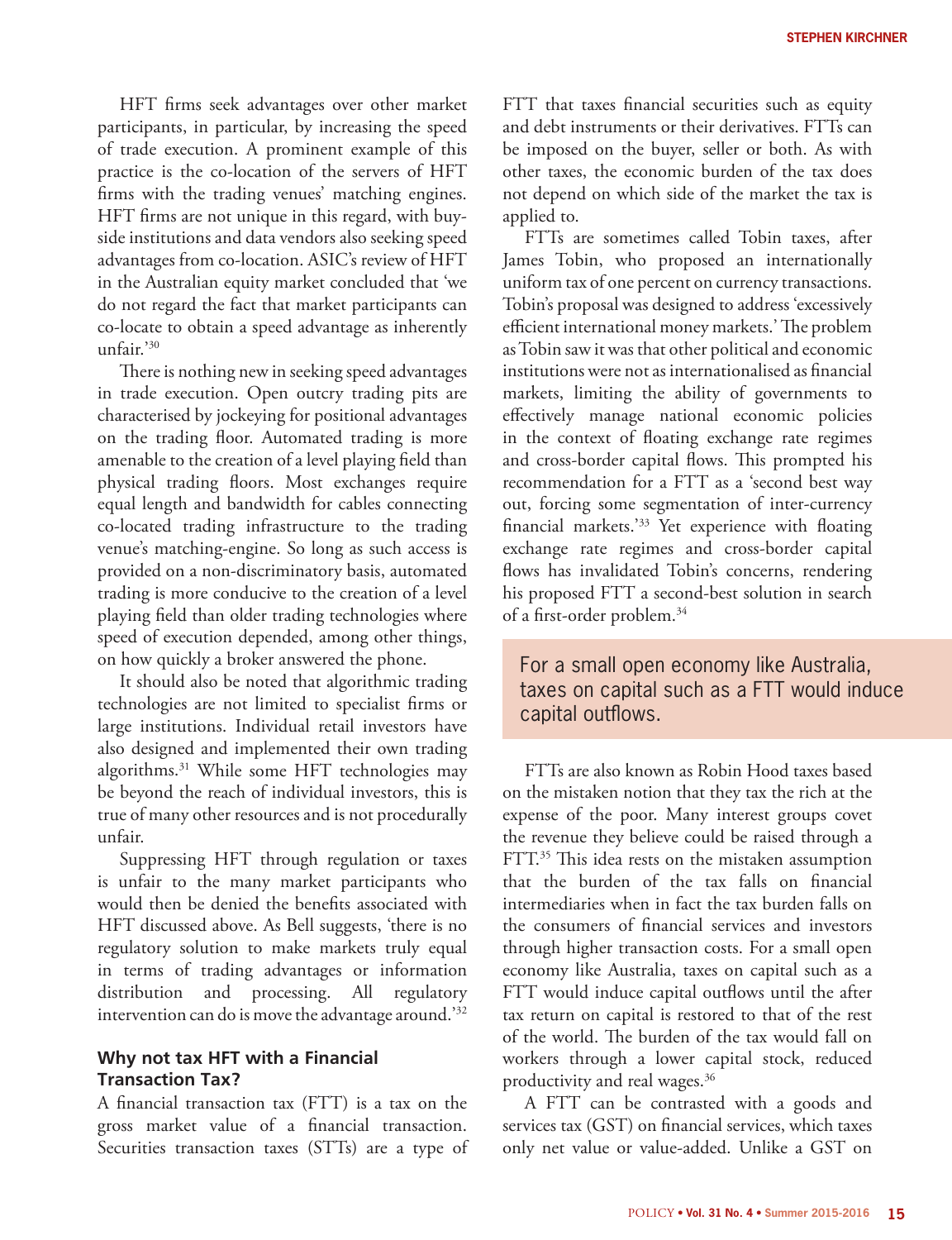HFT firms seek advantages over other market participants, in particular, by increasing the speed of trade execution. A prominent example of this practice is the co-location of the servers of HFT firms with the trading venues' matching engines. HFT firms are not unique in this regard, with buy-side institutions and data vendors also seeking speed advantages from co-location. ASIC's review of HFT in the Australian equity market concluded that 'we do not regard the fact that market participants can co-locate to obtain a speed advantage as inherently unfair.'[30]

There is nothing new in seeking speed advantages in trade execution. Open outcry trading pits are characterised by jockeying for positional advantages on the trading floor. Automated trading is more amenable to the creation of a level playing field than physical trading floors. Most exchanges require equal length and bandwidth for cables connecting co-located trading infrastructure to the trading venue's matching-engine. So long as such access is provided on a non-discriminatory basis, automated trading is more conducive to the creation of a level playing field than older trading technologies where speed of execution depended, among other things, on how quickly a broker answered the phone.

It should also be noted that algorithmic trading technologies are not limited to specialist firms or large institutions. Individual retail investors have also designed and implemented their own trading algorithms.[31] While some HFT technologies may be beyond the reach of individual investors, this is true of many other resources and is not procedurally unfair.

Suppressing HFT through regulation or taxes is unfair to the many market participants who would then be denied the benefits associated with HFT discussed above. As Bell suggests, 'there is no regulatory solution to make markets truly equal in terms of trading advantages or information distribution and processing. All regulatory intervention can do is move the advantage around.'[32]

## Why not tax HFT with a Financial Transaction Tax?

A financial transaction tax (FTT) is a tax on the gross market value of a financial transaction. Securities transaction taxes (STTs) are a type of FTT that taxes financial securities such as equity and debt instruments or their derivatives. FTTs can be imposed on the buyer, seller or both. As with other taxes, the economic burden of the tax does not depend on which side of the market the tax is applied to.

FTTs are sometimes called Tobin taxes, after James Tobin, who proposed an internationally uniform tax of one percent on currency transactions. Tobin's proposal was designed to address 'excessively efficient international money markets.' The problem as Tobin saw it was that other political and economic institutions were not as internationalised as financial markets, limiting the ability of governments to effectively manage national economic policies in the context of floating exchange rate regimes and cross-border capital flows. This prompted his recommendation for a FTT as a 'second best way out, forcing some segmentation of inter-currency financial markets.'[33] Yet experience with floating exchange rate regimes and cross-border capital flows has invalidated Tobin's concerns, rendering his proposed FTT a second-best solution in search of a first-order problem.[34]

> For a small open economy like Australia, taxes on capital such as a FTT would induce capital outflows.

FTTs are also known as Robin Hood taxes based on the mistaken notion that they tax the rich at the expense of the poor. Many interest groups covet the revenue they believe could be raised through a FTT.[35] This idea rests on the mistaken assumption that the burden of the tax falls on financial intermediaries when in fact the tax burden falls on the consumers of financial services and investors through higher transaction costs. For a small open economy like Australia, taxes on capital such as a FTT would induce capital outflows until the after tax return on capital is restored to that of the rest of the world. The burden of the tax would fall on workers through a lower capital stock, reduced productivity and real wages.[36]

A FTT can be contrasted with a goods and services tax (GST) on financial services, which taxes only net value or value-added. Unlike a GST on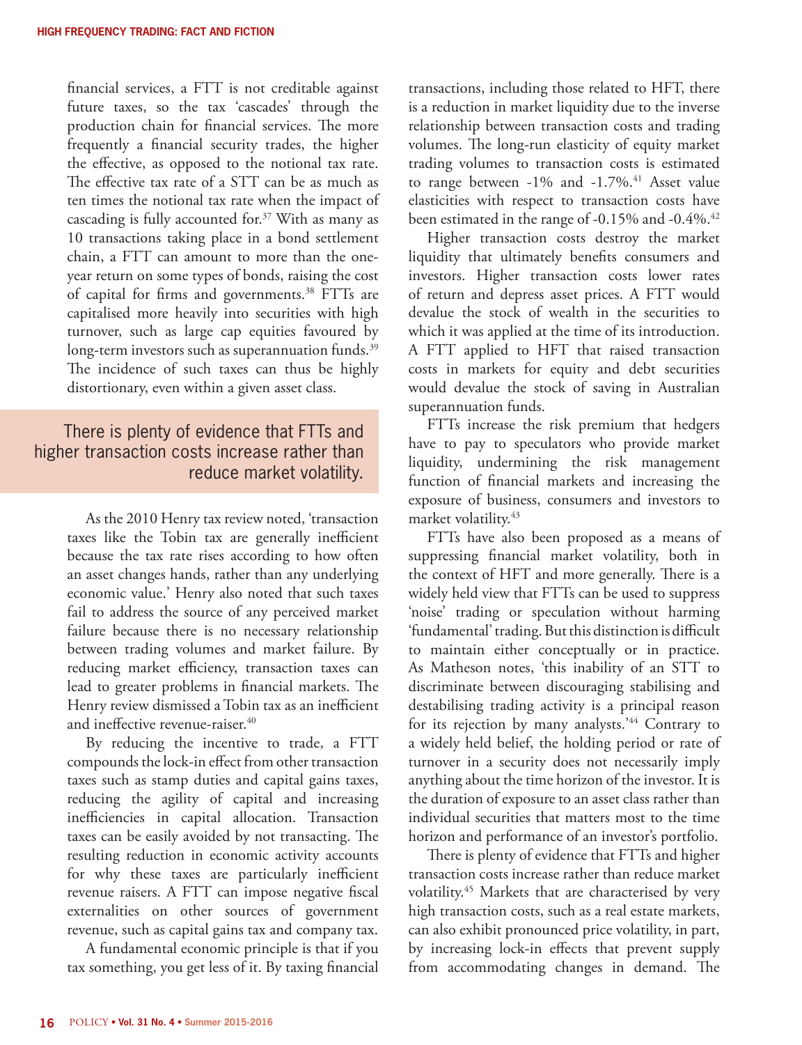financial services, a FTT is not creditable against future taxes, so the tax 'cascades' through the production chain for financial services. The more frequently a financial security trades, the higher the effective, as opposed to the notional tax rate. The effective tax rate of a STT can be as much as ten times the notional tax rate when the impact of cascading is fully accounted for.[37] With as many as 10 transactions taking place in a bond settlement chain, a FTT can amount to more than the one-year return on some types of bonds, raising the cost of capital for firms and governments.[38] FTTs are capitalised more heavily into securities with high turnover, such as large cap equities favoured by long-term investors such as superannuation funds.[39] The incidence of such taxes can thus be highly distortionary, even within a given asset class.

> There is plenty of evidence that FTTs and higher transaction costs increase rather than reduce market volatility.

As the 2010 Henry tax review noted, 'transaction taxes like the Tobin tax are generally inefficient because the tax rate rises according to how often an asset changes hands, rather than any underlying economic value.' Henry also noted that such taxes fail to address the source of any perceived market failure because there is no necessary relationship between trading volumes and market failure. By reducing market efficiency, transaction taxes can lead to greater problems in financial markets. The Henry review dismissed a Tobin tax as an inefficient and ineffective revenue-raiser.[40]

By reducing the incentive to trade, a FTT compounds the lock-in effect from other transaction taxes such as stamp duties and capital gains taxes, reducing the agility of capital and increasing inefficiencies in capital allocation. Transaction taxes can be easily avoided by not transacting. The resulting reduction in economic activity accounts for why these taxes are particularly inefficient revenue raisers. A FTT can impose negative fiscal externalities on other sources of government revenue, such as capital gains tax and company tax.

A fundamental economic principle is that if you tax something, you get less of it. By taxing financial transactions, including those related to HFT, there is a reduction in market liquidity due to the inverse relationship between transaction costs and trading volumes. The long-run elasticity of equity market trading volumes to transaction costs is estimated to range between -1% and -1.7%.[41] Asset value elasticities with respect to transaction costs have been estimated in the range of -0.15% and -0.4%.[42]

Higher transaction costs destroy the market liquidity that ultimately benefits consumers and investors. Higher transaction costs lower rates of return and depress asset prices. A FTT would devalue the stock of wealth in the securities to which it was applied at the time of its introduction. A FTT applied to HFT that raised transaction costs in markets for equity and debt securities would devalue the stock of saving in Australian superannuation funds.

FTTs increase the risk premium that hedgers have to pay to speculators who provide market liquidity, undermining the risk management function of financial markets and increasing the exposure of business, consumers and investors to market volatility.[43]

FTTs have also been proposed as a means of suppressing financial market volatility, both in the context of HFT and more generally. There is a widely held view that FTTs can be used to suppress 'noise' trading or speculation without harming 'fundamental' trading. But this distinction is difficult to maintain either conceptually or in practice. As Matheson notes, 'this inability of an STT to discriminate between discouraging stabilising and destabilising trading activity is a principal reason for its rejection by many analysts.'[44] Contrary to a widely held belief, the holding period or rate of turnover in a security does not necessarily imply anything about the time horizon of the investor. It is the duration of exposure to an asset class rather than individual securities that matters most to the time horizon and performance of an investor's portfolio.

There is plenty of evidence that FTTs and higher transaction costs increase rather than reduce market volatility.[45] Markets that are characterised by very high transaction costs, such as a real estate markets, can also exhibit pronounced price volatility, in part, by increasing lock-in effects that prevent supply from accommodating changes in demand. The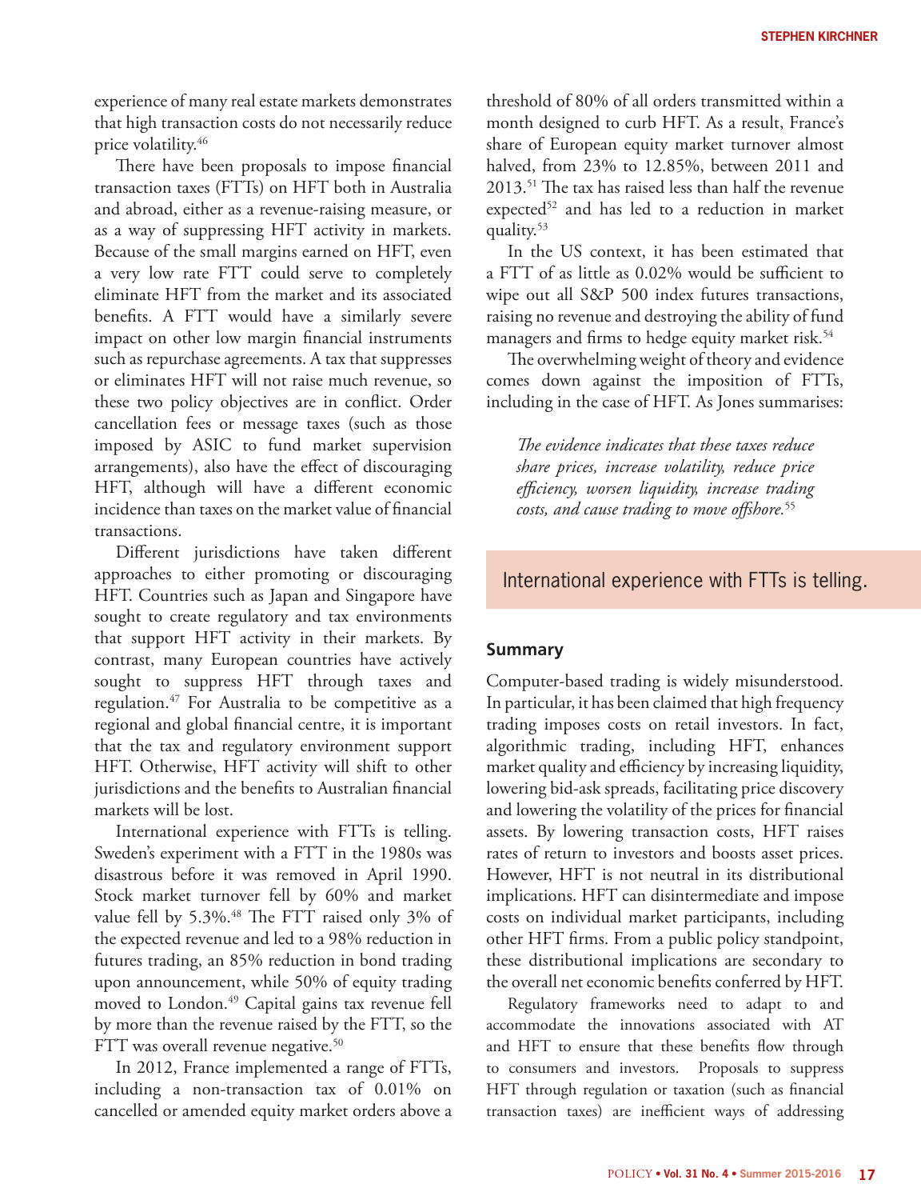experience of many real estate markets demonstrates that high transaction costs do not necessarily reduce price volatility.[46]

There have been proposals to impose financial transaction taxes (FTTs) on HFT both in Australia and abroad, either as a revenue-raising measure, or as a way of suppressing HFT activity in markets. Because of the small margins earned on HFT, even a very low rate FTT could serve to completely eliminate HFT from the market and its associated benefits. A FTT would have a similarly severe impact on other low margin financial instruments such as repurchase agreements. A tax that suppresses or eliminates HFT will not raise much revenue, so these two policy objectives are in conflict. Order cancellation fees or message taxes (such as those imposed by ASIC to fund market supervision arrangements), also have the effect of discouraging HFT, although will have a different economic incidence than taxes on the market value of financial transactions.

Different jurisdictions have taken different approaches to either promoting or discouraging HFT. Countries such as Japan and Singapore have sought to create regulatory and tax environments that support HFT activity in their markets. By contrast, many European countries have actively sought to suppress HFT through taxes and regulation.[47] For Australia to be competitive as a regional and global financial centre, it is important that the tax and regulatory environment support HFT. Otherwise, HFT activity will shift to other jurisdictions and the benefits to Australian financial markets will be lost.

International experience with FTTs is telling. Sweden's experiment with a FTT in the 1980s was disastrous before it was removed in April 1990. Stock market turnover fell by 60% and market value fell by 5.3%.[48] The FTT raised only 3% of the expected revenue and led to a 98% reduction in futures trading, an 85% reduction in bond trading upon announcement, while 50% of equity trading moved to London.[49] Capital gains tax revenue fell by more than the revenue raised by the FTT, so the FTT was overall revenue negative.[50]

In 2012, France implemented a range of FTTs, including a non-transaction tax of 0.01% on cancelled or amended equity market orders above a threshold of 80% of all orders transmitted within a month designed to curb HFT. As a result, France's share of European equity market turnover almost halved, from 23% to 12.85%, between 2011 and 2013.[51] The tax has raised less than half the revenue expected[52] and has led to a reduction in market quality.[53]

In the US context, it has been estimated that a FTT of as little as 0.02% would be sufficient to wipe out all S&P 500 index futures transactions, raising no revenue and destroying the ability of fund managers and firms to hedge equity market risk.[54]

The overwhelming weight of theory and evidence comes down against the imposition of FTTs, including in the case of HFT. As Jones summarises:

> *The evidence indicates that these taxes reduce share prices, increase volatility, reduce price efficiency, worsen liquidity, increase trading costs, and cause trading to move offshore.*[55]

> International experience with FTTs is telling.

## Summary

Computer-based trading is widely misunderstood. In particular, it has been claimed that high frequency trading imposes costs on retail investors. In fact, algorithmic trading, including HFT, enhances market quality and efficiency by increasing liquidity, lowering bid-ask spreads, facilitating price discovery and lowering the volatility of the prices for financial assets. By lowering transaction costs, HFT raises rates of return to investors and boosts asset prices. However, HFT is not neutral in its distributional implications. HFT can disintermediate and impose costs on individual market participants, including other HFT firms. From a public policy standpoint, these distributional implications are secondary to the overall net economic benefits conferred by HFT.

Regulatory frameworks need to adapt to and accommodate the innovations associated with AT and HFT to ensure that these benefits flow through to consumers and investors. Proposals to suppress HFT through regulation or taxation (such as financial transaction taxes) are inefficient ways of addressing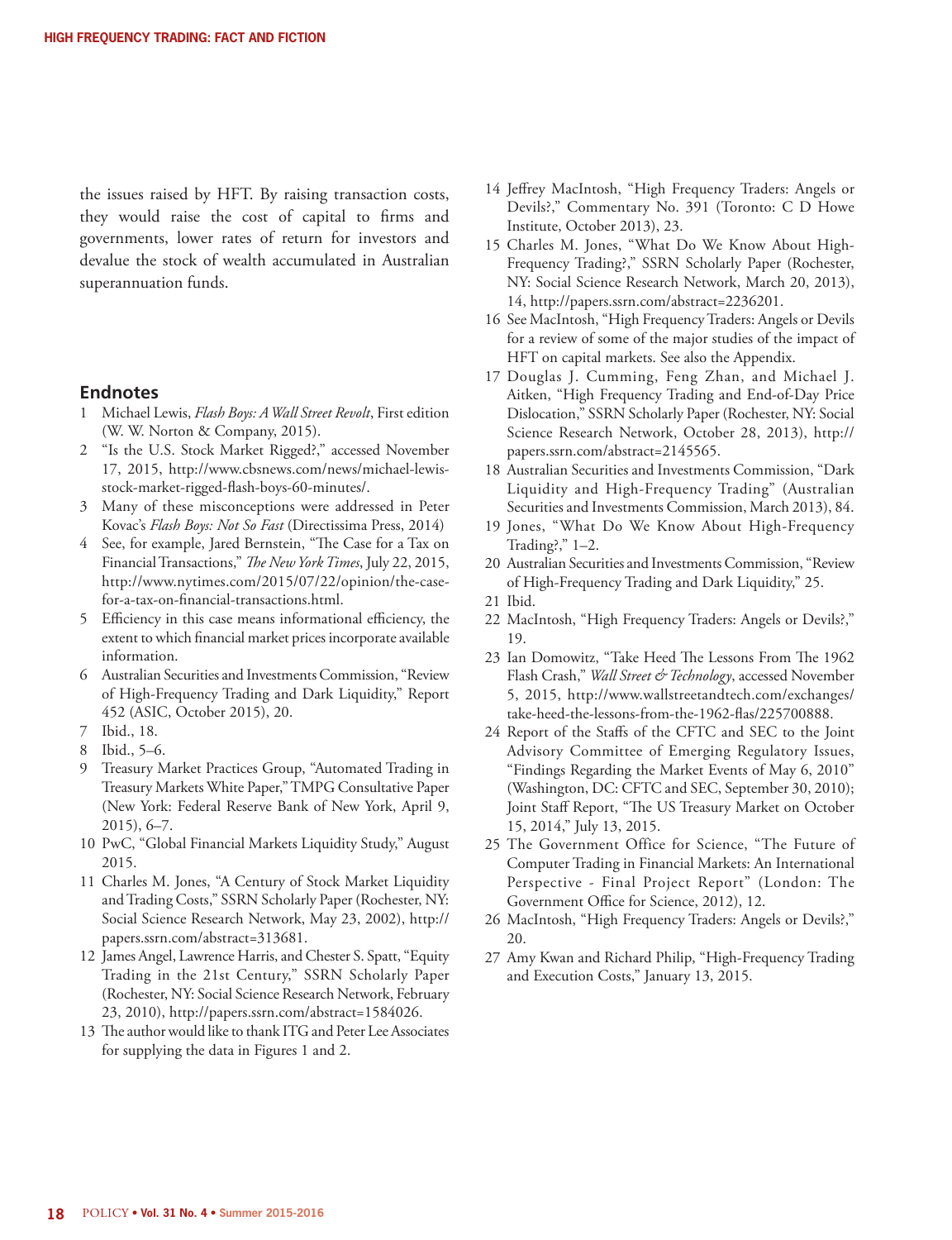the issues raised by HFT. By raising transaction costs, they would raise the cost of capital to firms and governments, lower rates of return for investors and devalue the stock of wealth accumulated in Australian superannuation funds.

## Endnotes

1 Michael Lewis, *Flash Boys: A Wall Street Revolt*, First edition (W. W. Norton & Company, 2015).

2 "Is the U.S. Stock Market Rigged?," accessed November 17, 2015, http://www.cbsnews.com/news/michael-lewis-stock-market-rigged-flash-boys-60-minutes/.

3 Many of these misconceptions were addressed in Peter Kovac's *Flash Boys: Not So Fast* (Directissima Press, 2014)

4 See, for example, Jared Bernstein, "The Case for a Tax on Financial Transactions," *The New York Times*, July 22, 2015, http://www.nytimes.com/2015/07/22/opinion/the-case-for-a-tax-on-financial-transactions.html.

5 Efficiency in this case means informational efficiency, the extent to which financial market prices incorporate available information.

6 Australian Securities and Investments Commission, "Review of High-Frequency Trading and Dark Liquidity," Report 452 (ASIC, October 2015), 20.

7 Ibid., 18.

8 Ibid., 5–6.

9 Treasury Market Practices Group, "Automated Trading in Treasury Markets White Paper," TMPG Consultative Paper (New York: Federal Reserve Bank of New York, April 9, 2015), 6–7.

10 PwC, "Global Financial Markets Liquidity Study," August 2015.

11 Charles M. Jones, "A Century of Stock Market Liquidity and Trading Costs," SSRN Scholarly Paper (Rochester, NY: Social Science Research Network, May 23, 2002), http://papers.ssrn.com/abstract=313681.

12 James Angel, Lawrence Harris, and Chester S. Spatt, "Equity Trading in the 21st Century," SSRN Scholarly Paper (Rochester, NY: Social Science Research Network, February 23, 2010), http://papers.ssrn.com/abstract=1584026.

13 The author would like to thank ITG and Peter Lee Associates for supplying the data in Figures 1 and 2.

14 Jeffrey MacIntosh, "High Frequency Traders: Angels or Devils?," Commentary No. 391 (Toronto: C D Howe Institute, October 2013), 23.

15 Charles M. Jones, "What Do We Know About High-Frequency Trading?," SSRN Scholarly Paper (Rochester, NY: Social Science Research Network, March 20, 2013), 14, http://papers.ssrn.com/abstract=2236201.

16 See MacIntosh, "High Frequency Traders: Angels or Devils for a review of some of the major studies of the impact of HFT on capital markets. See also the Appendix.

17 Douglas J. Cumming, Feng Zhan, and Michael J. Aitken, "High Frequency Trading and End-of-Day Price Dislocation," SSRN Scholarly Paper (Rochester, NY: Social Science Research Network, October 28, 2013), http://papers.ssrn.com/abstract=2145565.

18 Australian Securities and Investments Commission, "Dark Liquidity and High-Frequency Trading" (Australian Securities and Investments Commission, March 2013), 84.

19 Jones, "What Do We Know About High-Frequency Trading?," 1–2.

20 Australian Securities and Investments Commission, "Review of High-Frequency Trading and Dark Liquidity," 25.

21 Ibid.

22 MacIntosh, "High Frequency Traders: Angels or Devils?," 19.

23 Ian Domowitz, "Take Heed The Lessons From The 1962 Flash Crash," *Wall Street & Technology*, accessed November 5, 2015, http://www.wallstreetandtech.com/exchanges/take-heed-the-lessons-from-the-1962-flas/225700888.

24 Report of the Staffs of the CFTC and SEC to the Joint Advisory Committee of Emerging Regulatory Issues, "Findings Regarding the Market Events of May 6, 2010" (Washington, DC: CFTC and SEC, September 30, 2010); Joint Staff Report, "The US Treasury Market on October 15, 2014," July 13, 2015.

25 The Government Office for Science, "The Future of Computer Trading in Financial Markets: An International Perspective - Final Project Report" (London: The Government Office for Science, 2012), 12.

26 MacIntosh, "High Frequency Traders: Angels or Devils?," 20.

27 Amy Kwan and Richard Philip, "High-Frequency Trading and Execution Costs," January 13, 2015.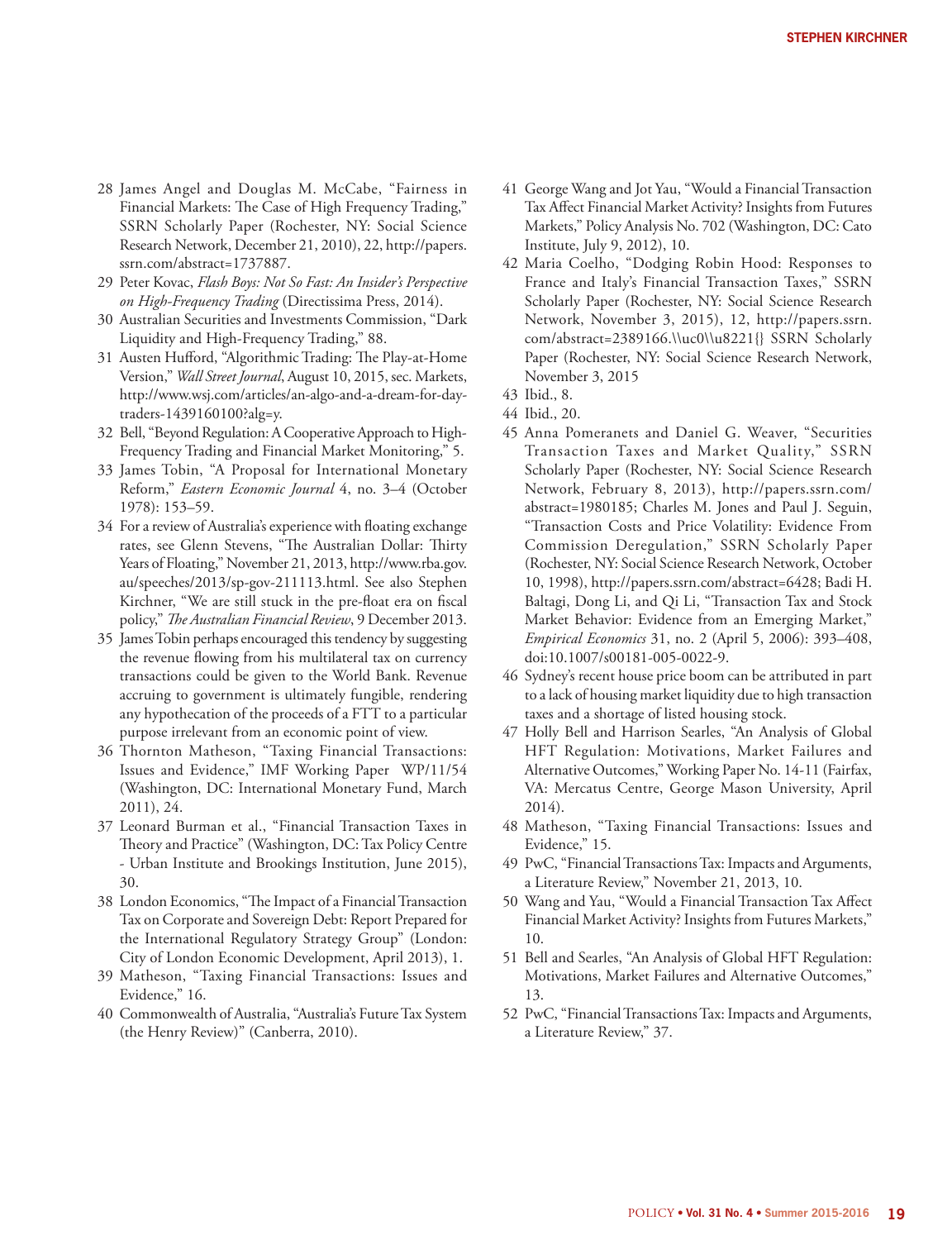28 James Angel and Douglas M. McCabe, "Fairness in Financial Markets: The Case of High Frequency Trading," SSRN Scholarly Paper (Rochester, NY: Social Science Research Network, December 21, 2010), 22, http://papers.ssrn.com/abstract=1737887.

29 Peter Kovac, *Flash Boys: Not So Fast: An Insider's Perspective on High-Frequency Trading* (Directissima Press, 2014).

30 Australian Securities and Investments Commission, "Dark Liquidity and High-Frequency Trading," 88.

31 Austen Hufford, "Algorithmic Trading: The Play-at-Home Version," *Wall Street Journal*, August 10, 2015, sec. Markets, http://www.wsj.com/articles/an-algo-and-a-dream-for-day-traders-1439160100?alg=y.

32 Bell, "Beyond Regulation: A Cooperative Approach to High-Frequency Trading and Financial Market Monitoring," 5.

33 James Tobin, "A Proposal for International Monetary Reform," *Eastern Economic Journal* 4, no. 3–4 (October 1978): 153–59.

34 For a review of Australia's experience with floating exchange rates, see Glenn Stevens, "The Australian Dollar: Thirty Years of Floating," November 21, 2013, http://www.rba.gov.au/speeches/2013/sp-gov-211113.html. See also Stephen Kirchner, "We are still stuck in the pre-float era on fiscal policy," *The Australian Financial Review*, 9 December 2013.

35 James Tobin perhaps encouraged this tendency by suggesting the revenue flowing from his multilateral tax on currency transactions could be given to the World Bank. Revenue accruing to government is ultimately fungible, rendering any hypothecation of the proceeds of a FTT to a particular purpose irrelevant from an economic point of view.

36 Thornton Matheson, "Taxing Financial Transactions: Issues and Evidence," IMF Working Paper WP/11/54 (Washington, DC: International Monetary Fund, March 2011), 24.

37 Leonard Burman et al., "Financial Transaction Taxes in Theory and Practice" (Washington, DC: Tax Policy Centre - Urban Institute and Brookings Institution, June 2015), 30.

38 London Economics, "The Impact of a Financial Transaction Tax on Corporate and Sovereign Debt: Report Prepared for the International Regulatory Strategy Group" (London: City of London Economic Development, April 2013), 1.

39 Matheson, "Taxing Financial Transactions: Issues and Evidence," 16.

40 Commonwealth of Australia, "Australia's Future Tax System (the Henry Review)" (Canberra, 2010).

41 George Wang and Jot Yau, "Would a Financial Transaction Tax Affect Financial Market Activity? Insights from Futures Markets," Policy Analysis No. 702 (Washington, DC: Cato Institute, July 9, 2012), 10.

42 Maria Coelho, "Dodging Robin Hood: Responses to France and Italy's Financial Transaction Taxes," SSRN Scholarly Paper (Rochester, NY: Social Science Research Network, November 3, 2015), 12, http://papers.ssrn.com/abstract=2389166.\\uc0\\u8221{} SSRN Scholarly Paper (Rochester, NY: Social Science Research Network, November 3, 2015

43 Ibid., 8.

44 Ibid., 20.

45 Anna Pomeranets and Daniel G. Weaver, "Securities Transaction Taxes and Market Quality," SSRN Scholarly Paper (Rochester, NY: Social Science Research Network, February 8, 2013), http://papers.ssrn.com/abstract=1980185; Charles M. Jones and Paul J. Seguin, "Transaction Costs and Price Volatility: Evidence From Commission Deregulation," SSRN Scholarly Paper (Rochester, NY: Social Science Research Network, October 10, 1998), http://papers.ssrn.com/abstract=6428; Badi H. Baltagi, Dong Li, and Qi Li, "Transaction Tax and Stock Market Behavior: Evidence from an Emerging Market," *Empirical Economics* 31, no. 2 (April 5, 2006): 393–408, doi:10.1007/s00181-005-0022-9.

46 Sydney's recent house price boom can be attributed in part to a lack of housing market liquidity due to high transaction taxes and a shortage of listed housing stock.

47 Holly Bell and Harrison Searles, "An Analysis of Global HFT Regulation: Motivations, Market Failures and Alternative Outcomes," Working Paper No. 14-11 (Fairfax, VA: Mercatus Centre, George Mason University, April 2014).

48 Matheson, "Taxing Financial Transactions: Issues and Evidence," 15.

49 PwC, "Financial Transactions Tax: Impacts and Arguments, a Literature Review," November 21, 2013, 10.

50 Wang and Yau, "Would a Financial Transaction Tax Affect Financial Market Activity? Insights from Futures Markets," 10.

51 Bell and Searles, "An Analysis of Global HFT Regulation: Motivations, Market Failures and Alternative Outcomes," 13.

52 PwC, "Financial Transactions Tax: Impacts and Arguments, a Literature Review," 37.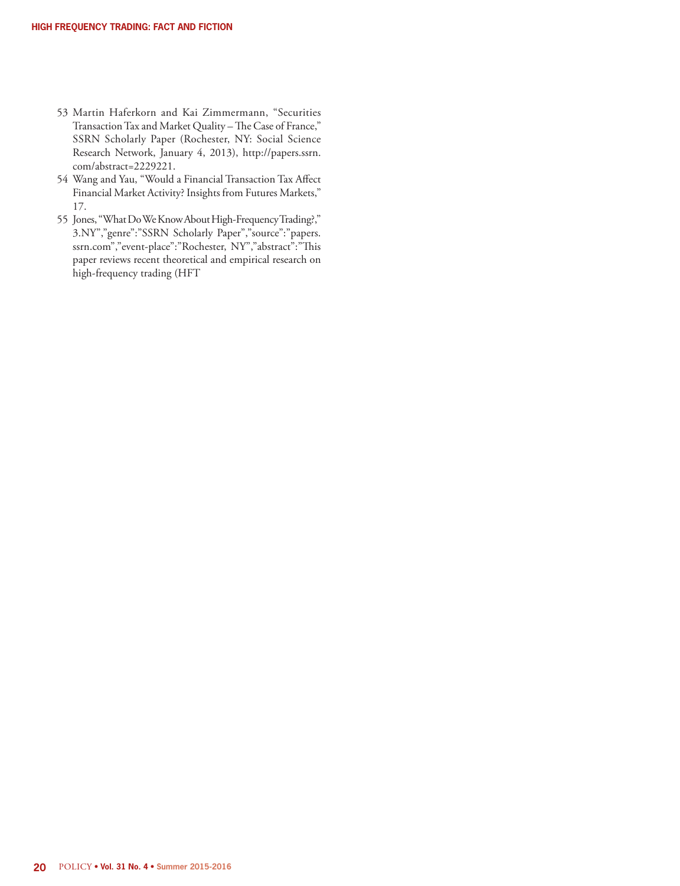53 Martin Haferkorn and Kai Zimmermann, "Securities Transaction Tax and Market Quality – The Case of France," SSRN Scholarly Paper (Rochester, NY: Social Science Research Network, January 4, 2013), http://papers.ssrn.com/abstract=2229221.

54 Wang and Yau, "Would a Financial Transaction Tax Affect Financial Market Activity? Insights from Futures Markets," 17.

55 Jones, "What Do We Know About High-Frequency Trading?," 3.NY","genre":"SSRN Scholarly Paper","source":"papers.ssrn.com","event-place":"Rochester, NY","abstract":"This paper reviews recent theoretical and empirical research on high-frequency trading (HFT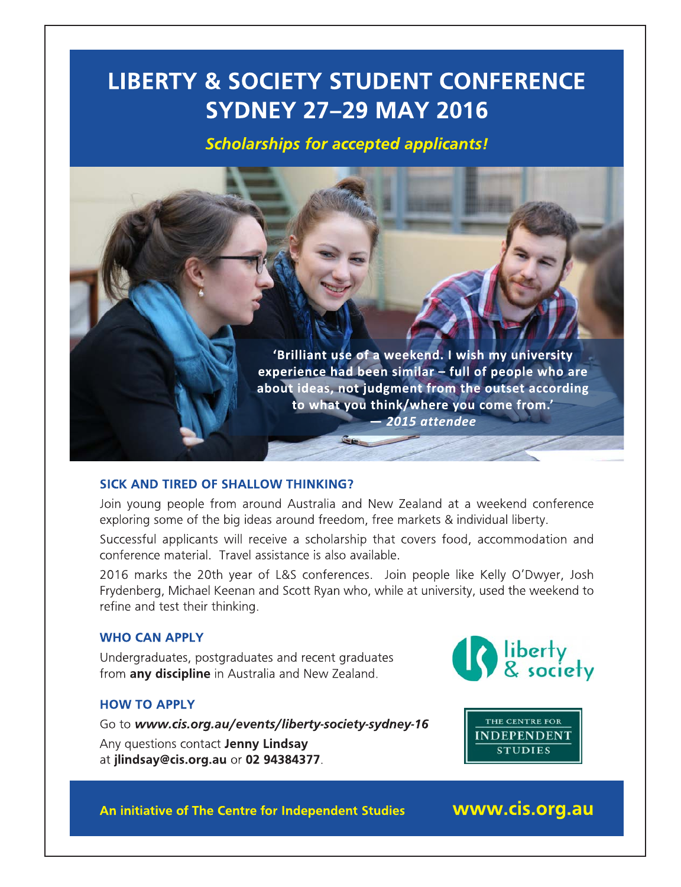# LIBERTY & SOCIETY STUDENT CONFERENCE SYDNEY 27–29 MAY 2016

***Scholarships for accepted applicants!***

**'Brilliant use of a weekend. I wish my university experience had been similar – full of people who are about ideas, not judgment from the outset according to what you think/where you come from.'**
***— 2015 attendee***

## SICK AND TIRED OF SHALLOW THINKING?

Join young people from around Australia and New Zealand at a weekend conference exploring some of the big ideas around freedom, free markets & individual liberty.

Successful applicants will receive a scholarship that covers food, accommodation and conference material. Travel assistance is also available.

2016 marks the 20th year of L&S conferences. Join people like Kelly O'Dwyer, Josh Frydenberg, Michael Keenan and Scott Ryan who, while at university, used the weekend to refine and test their thinking.

## WHO CAN APPLY

Undergraduates, postgraduates and recent graduates from **any discipline** in Australia and New Zealand.

liberty & society

## HOW TO APPLY

Go to ***www.cis.org.au/events/liberty-society-sydney-16***

Any questions contact **Jenny Lindsay** at **jlindsay@cis.org.au** or **02 94384377**.

THE CENTRE FOR INDEPENDENT STUDIES

**An initiative of The Centre for Independent Studies** **www.cis.org.au**